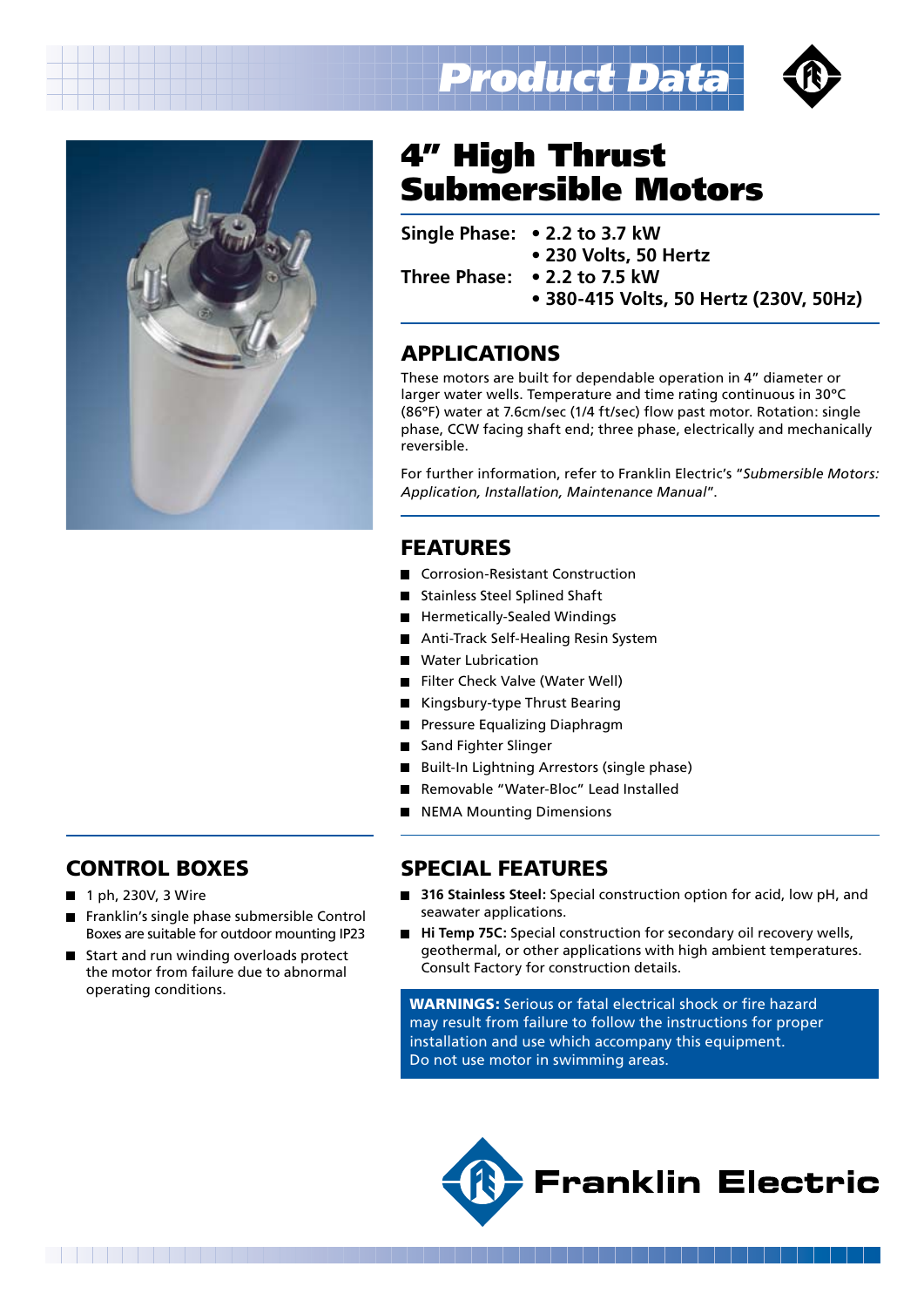# Product Data

# 4" High Thrust Submersible Motors

**Single Phase:**
- 2.2 to 3.7 kW
- 230 Volts, 50 Hertz

**Three Phase:**
- 2.2 to 7.5 kW
- 380-415 Volts, 50 Hertz (230V, 50Hz)

## APPLICATIONS

These motors are built for dependable operation in 4" diameter or larger water wells. Temperature and time rating continuous in 30°C (86°F) water at 7.6cm/sec (1/4 ft/sec) flow past motor. Rotation: single phase, CCW facing shaft end; three phase, electrically and mechanically reversible.

For further information, refer to Franklin Electric's "*Submersible Motors: Application, Installation, Maintenance Manual*".

## FEATURES

- Corrosion-Resistant Construction
- Stainless Steel Splined Shaft
- Hermetically-Sealed Windings
- Anti-Track Self-Healing Resin System
- Water Lubrication
- Filter Check Valve (Water Well)
- Kingsbury-type Thrust Bearing
- Pressure Equalizing Diaphragm
- Sand Fighter Slinger
- Built-In Lightning Arrestors (single phase)
- Removable "Water-Bloc" Lead Installed
- NEMA Mounting Dimensions

## CONTROL BOXES

- 1 ph, 230V, 3 Wire
- Franklin's single phase submersible Control Boxes are suitable for outdoor mounting IP23
- Start and run winding overloads protect the motor from failure due to abnormal operating conditions.

## SPECIAL FEATURES

- **316 Stainless Steel:** Special construction option for acid, low pH, and seawater applications.
- **Hi Temp 75C:** Special construction for secondary oil recovery wells, geothermal, or other applications with high ambient temperatures. Consult Factory for construction details.

**WARNINGS:** Serious or fatal electrical shock or fire hazard may result from failure to follow the instructions for proper installation and use which accompany this equipment. Do not use motor in swimming areas.

Franklin Electric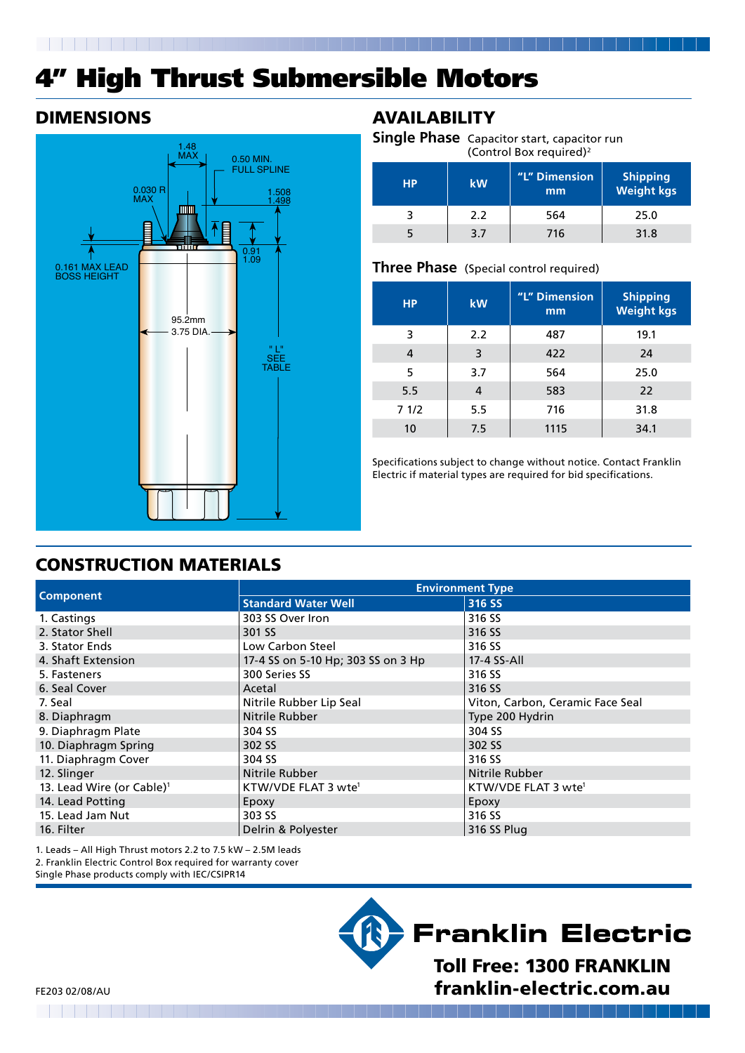# 4" High Thrust Submersible Motors

## DIMENSIONS

1.48 MAX

0.50 MIN. FULL SPLINE

0.030 R MAX

1.508
1.498

0.161 MAX LEAD BOSS HEIGHT

0.91
1.09

95.2mm
3.75 DIA.

" L "
SEE
TABLE

## AVAILABILITY

**Single Phase** Capacitor start, capacitor run (Control Box required)[2]

| HP | kW | "L" Dimension mm | Shipping Weight kgs |
|---|---|---|---|
| 3 | 2.2 | 564 | 25.0 |
| 5 | 3.7 | 716 | 31.8 |

**Three Phase** (Special control required)

| HP | kW | "L" Dimension mm | Shipping Weight kgs |
|---|---|---|---|
| 3 | 2.2 | 487 | 19.1 |
| 4 | 3 | 422 | 24 |
| 5 | 3.7 | 564 | 25.0 |
| 5.5 | 4 | 583 | 22 |
| 7 1/2 | 5.5 | 716 | 31.8 |
| 10 | 7.5 | 1115 | 34.1 |

Specifications subject to change without notice. Contact Franklin Electric if material types are required for bid specifications.

## CONSTRUCTION MATERIALS

| Component | Environment Type | |
|---|---|---|
| | **Standard Water Well** | **316 SS** |
| 1. Castings | 303 SS Over Iron | 316 SS |
| 2. Stator Shell | 301 SS | 316 SS |
| 3. Stator Ends | Low Carbon Steel | 316 SS |
| 4. Shaft Extension | 17-4 SS on 5-10 Hp; 303 SS on 3 Hp | 17-4 SS-All |
| 5. Fasteners | 300 Series SS | 316 SS |
| 6. Seal Cover | Acetal | 316 SS |
| 7. Seal | Nitrile Rubber Lip Seal | Viton, Carbon, Ceramic Face Seal |
| 8. Diaphragm | Nitrile Rubber | Type 200 Hydrin |
| 9. Diaphragm Plate | 304 SS | 304 SS |
| 10. Diaphragm Spring | 302 SS | 302 SS |
| 11. Diaphragm Cover | 304 SS | 316 SS |
| 12. Slinger | Nitrile Rubber | Nitrile Rubber |
| 13. Lead Wire (or Cable)[1] | KTW/VDE FLAT 3 wte[1] | KTW/VDE FLAT 3 wte[1] |
| 14. Lead Potting | Epoxy | Epoxy |
| 15. Lead Jam Nut | 303 SS | 316 SS |
| 16. Filter | Delrin & Polyester | 316 SS Plug |

1. Leads – All High Thrust motors 2.2 to 7.5 kW – 2.5M leads
2. Franklin Electric Control Box required for warranty cover

Single Phase products comply with IEC/CSIPR14

**Franklin Electric**

**Toll Free: 1300 FRANKLIN**
**franklin-electric.com.au**

FE203 02/08/AU